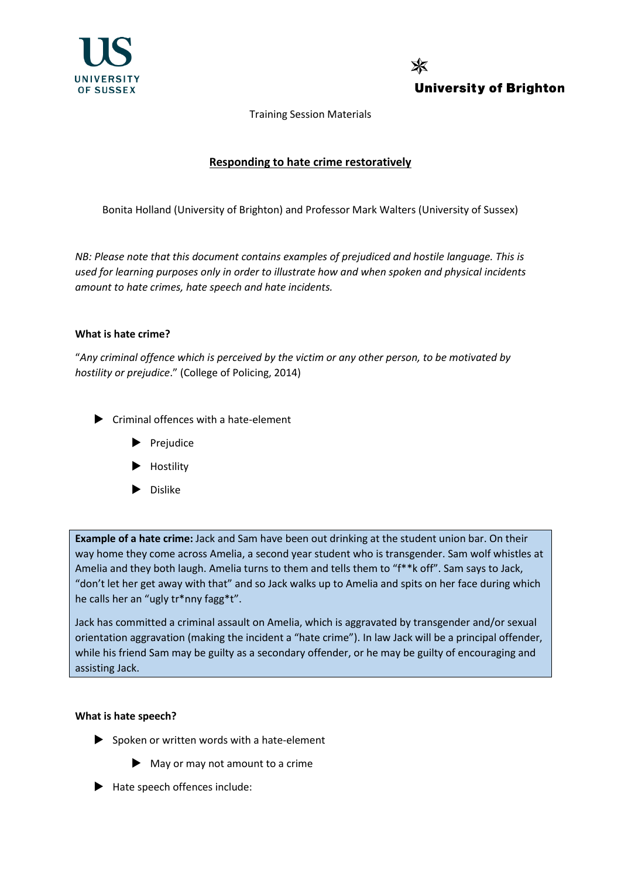UNIVERSITY OF SUSSEX

University of Brighton

Training Session Materials

# Responding to hate crime restoratively

Bonita Holland (University of Brighton) and Professor Mark Walters (University of Sussex)

*NB: Please note that this document contains examples of prejudiced and hostile language. This is used for learning purposes only in order to illustrate how and when spoken and physical incidents amount to hate crimes, hate speech and hate incidents.*

### What is hate crime?

"*Any criminal offence which is perceived by the victim or any other person, to be motivated by hostility or prejudice*." (College of Policing, 2014)

- Criminal offences with a hate-element
  - Prejudice
  - Hostility
  - Dislike

> **Example of a hate crime:** Jack and Sam have been out drinking at the student union bar. On their way home they come across Amelia, a second year student who is transgender. Sam wolf whistles at Amelia and they both laugh. Amelia turns to them and tells them to "f**k off". Sam says to Jack, "don't let her get away with that" and so Jack walks up to Amelia and spits on her face during which he calls her an "ugly tr*nny fagg*t".
>
> Jack has committed a criminal assault on Amelia, which is aggravated by transgender and/or sexual orientation aggravation (making the incident a "hate crime"). In law Jack will be a principal offender, while his friend Sam may be guilty as a secondary offender, or he may be guilty of encouraging and assisting Jack.

### What is hate speech?

- Spoken or written words with a hate-element
  - May or may not amount to a crime
- Hate speech offences include: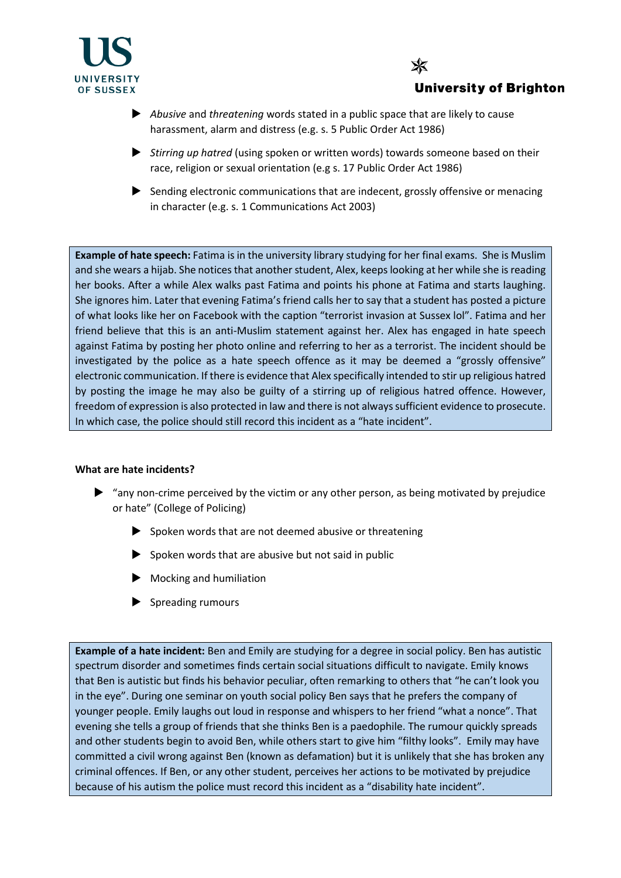- *Abusive* and *threatening* words stated in a public space that are likely to cause harassment, alarm and distress (e.g. s. 5 Public Order Act 1986)
- *Stirring up hatred* (using spoken or written words) towards someone based on their race, religion or sexual orientation (e.g s. 17 Public Order Act 1986)
- Sending electronic communications that are indecent, grossly offensive or menacing in character (e.g. s. 1 Communications Act 2003)

> **Example of hate speech:** Fatima is in the university library studying for her final exams. She is Muslim and she wears a hijab. She notices that another student, Alex, keeps looking at her while she is reading her books. After a while Alex walks past Fatima and points his phone at Fatima and starts laughing. She ignores him. Later that evening Fatima's friend calls her to say that a student has posted a picture of what looks like her on Facebook with the caption "terrorist invasion at Sussex lol". Fatima and her friend believe that this is an anti-Muslim statement against her. Alex has engaged in hate speech against Fatima by posting her photo online and referring to her as a terrorist. The incident should be investigated by the police as a hate speech offence as it may be deemed a "grossly offensive" electronic communication. If there is evidence that Alex specifically intended to stir up religious hatred by posting the image he may also be guilty of a stirring up of religious hatred offence. However, freedom of expression is also protected in law and there is not always sufficient evidence to prosecute. In which case, the police should still record this incident as a "hate incident".

**What are hate incidents?**

- "any non-crime perceived by the victim or any other person, as being motivated by prejudice or hate" (College of Policing)
  - Spoken words that are not deemed abusive or threatening
  - Spoken words that are abusive but not said in public
  - Mocking and humiliation
  - Spreading rumours

> **Example of a hate incident:** Ben and Emily are studying for a degree in social policy. Ben has autistic spectrum disorder and sometimes finds certain social situations difficult to navigate. Emily knows that Ben is autistic but finds his behavior peculiar, often remarking to others that "he can't look you in the eye". During one seminar on youth social policy Ben says that he prefers the company of younger people. Emily laughs out loud in response and whispers to her friend "what a nonce". That evening she tells a group of friends that she thinks Ben is a paedophile. The rumour quickly spreads and other students begin to avoid Ben, while others start to give him "filthy looks". Emily may have committed a civil wrong against Ben (known as defamation) but it is unlikely that she has broken any criminal offences. If Ben, or any other student, perceives her actions to be motivated by prejudice because of his autism the police must record this incident as a "disability hate incident".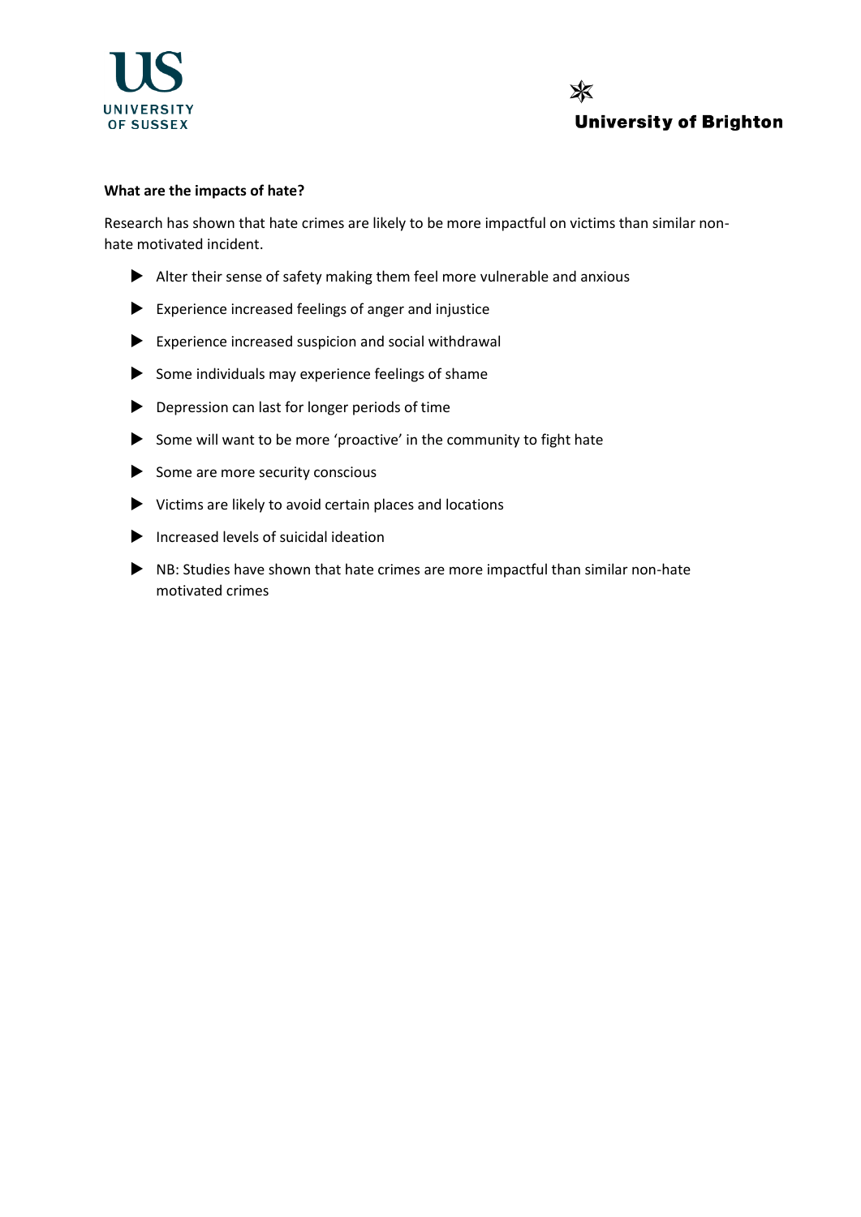**What are the impacts of hate?**

Research has shown that hate crimes are likely to be more impactful on victims than similar non-hate motivated incident.

- Alter their sense of safety making them feel more vulnerable and anxious
- Experience increased feelings of anger and injustice
- Experience increased suspicion and social withdrawal
- Some individuals may experience feelings of shame
- Depression can last for longer periods of time
- Some will want to be more 'proactive' in the community to fight hate
- Some are more security conscious
- Victims are likely to avoid certain places and locations
- Increased levels of suicidal ideation
- NB: Studies have shown that hate crimes are more impactful than similar non-hate motivated crimes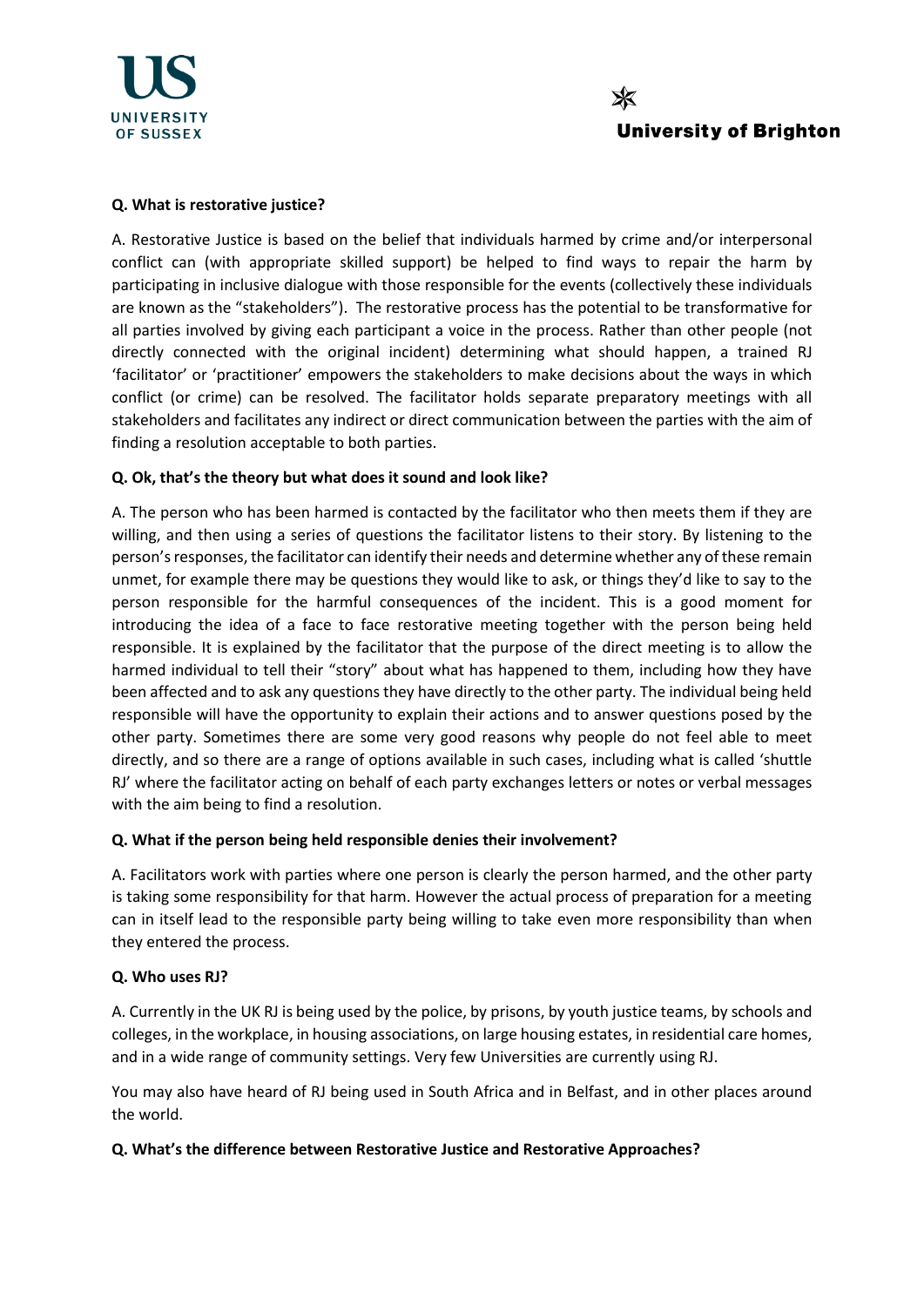**Q. What is restorative justice?**

A. Restorative Justice is based on the belief that individuals harmed by crime and/or interpersonal conflict can (with appropriate skilled support) be helped to find ways to repair the harm by participating in inclusive dialogue with those responsible for the events (collectively these individuals are known as the "stakeholders"). The restorative process has the potential to be transformative for all parties involved by giving each participant a voice in the process. Rather than other people (not directly connected with the original incident) determining what should happen, a trained RJ 'facilitator' or 'practitioner' empowers the stakeholders to make decisions about the ways in which conflict (or crime) can be resolved. The facilitator holds separate preparatory meetings with all stakeholders and facilitates any indirect or direct communication between the parties with the aim of finding a resolution acceptable to both parties.

**Q. Ok, that's the theory but what does it sound and look like?**

A. The person who has been harmed is contacted by the facilitator who then meets them if they are willing, and then using a series of questions the facilitator listens to their story. By listening to the person's responses, the facilitator can identify their needs and determine whether any of these remain unmet, for example there may be questions they would like to ask, or things they'd like to say to the person responsible for the harmful consequences of the incident. This is a good moment for introducing the idea of a face to face restorative meeting together with the person being held responsible. It is explained by the facilitator that the purpose of the direct meeting is to allow the harmed individual to tell their "story" about what has happened to them, including how they have been affected and to ask any questions they have directly to the other party. The individual being held responsible will have the opportunity to explain their actions and to answer questions posed by the other party. Sometimes there are some very good reasons why people do not feel able to meet directly, and so there are a range of options available in such cases, including what is called 'shuttle RJ' where the facilitator acting on behalf of each party exchanges letters or notes or verbal messages with the aim being to find a resolution.

**Q. What if the person being held responsible denies their involvement?**

A. Facilitators work with parties where one person is clearly the person harmed, and the other party is taking some responsibility for that harm. However the actual process of preparation for a meeting can in itself lead to the responsible party being willing to take even more responsibility than when they entered the process.

**Q. Who uses RJ?**

A. Currently in the UK RJ is being used by the police, by prisons, by youth justice teams, by schools and colleges, in the workplace, in housing associations, on large housing estates, in residential care homes, and in a wide range of community settings. Very few Universities are currently using RJ.

You may also have heard of RJ being used in South Africa and in Belfast, and in other places around the world.

**Q. What's the difference between Restorative Justice and Restorative Approaches?**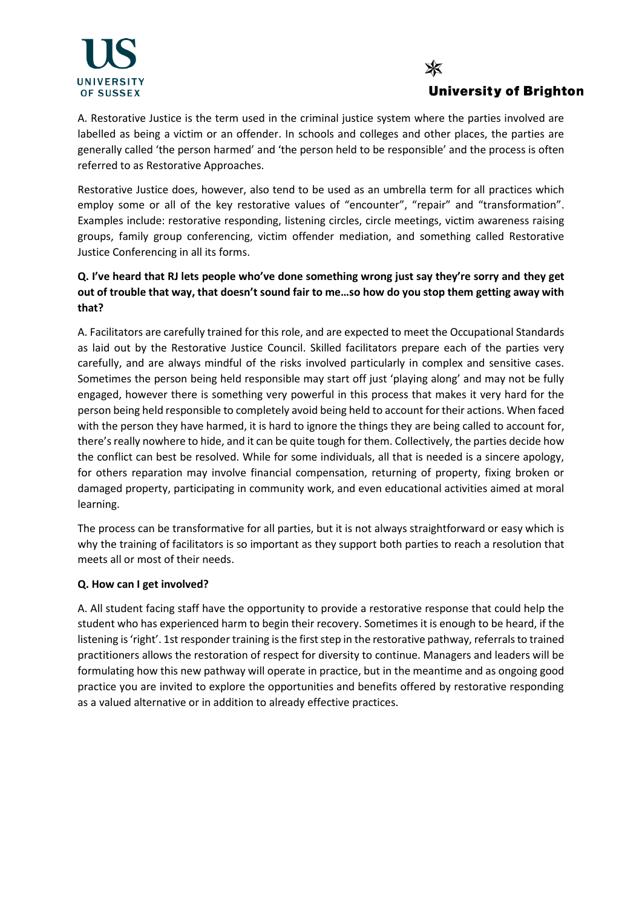A. Restorative Justice is the term used in the criminal justice system where the parties involved are labelled as being a victim or an offender. In schools and colleges and other places, the parties are generally called 'the person harmed' and 'the person held to be responsible' and the process is often referred to as Restorative Approaches.

Restorative Justice does, however, also tend to be used as an umbrella term for all practices which employ some or all of the key restorative values of "encounter", "repair" and "transformation". Examples include: restorative responding, listening circles, circle meetings, victim awareness raising groups, family group conferencing, victim offender mediation, and something called Restorative Justice Conferencing in all its forms.

**Q. I've heard that RJ lets people who've done something wrong just say they're sorry and they get out of trouble that way, that doesn't sound fair to me…so how do you stop them getting away with that?**

A. Facilitators are carefully trained for this role, and are expected to meet the Occupational Standards as laid out by the Restorative Justice Council. Skilled facilitators prepare each of the parties very carefully, and are always mindful of the risks involved particularly in complex and sensitive cases. Sometimes the person being held responsible may start off just 'playing along' and may not be fully engaged, however there is something very powerful in this process that makes it very hard for the person being held responsible to completely avoid being held to account for their actions. When faced with the person they have harmed, it is hard to ignore the things they are being called to account for, there's really nowhere to hide, and it can be quite tough for them. Collectively, the parties decide how the conflict can best be resolved. While for some individuals, all that is needed is a sincere apology, for others reparation may involve financial compensation, returning of property, fixing broken or damaged property, participating in community work, and even educational activities aimed at moral learning.

The process can be transformative for all parties, but it is not always straightforward or easy which is why the training of facilitators is so important as they support both parties to reach a resolution that meets all or most of their needs.

**Q. How can I get involved?**

A. All student facing staff have the opportunity to provide a restorative response that could help the student who has experienced harm to begin their recovery. Sometimes it is enough to be heard, if the listening is 'right'. 1st responder training is the first step in the restorative pathway, referrals to trained practitioners allows the restoration of respect for diversity to continue. Managers and leaders will be formulating how this new pathway will operate in practice, but in the meantime and as ongoing good practice you are invited to explore the opportunities and benefits offered by restorative responding as a valued alternative or in addition to already effective practices.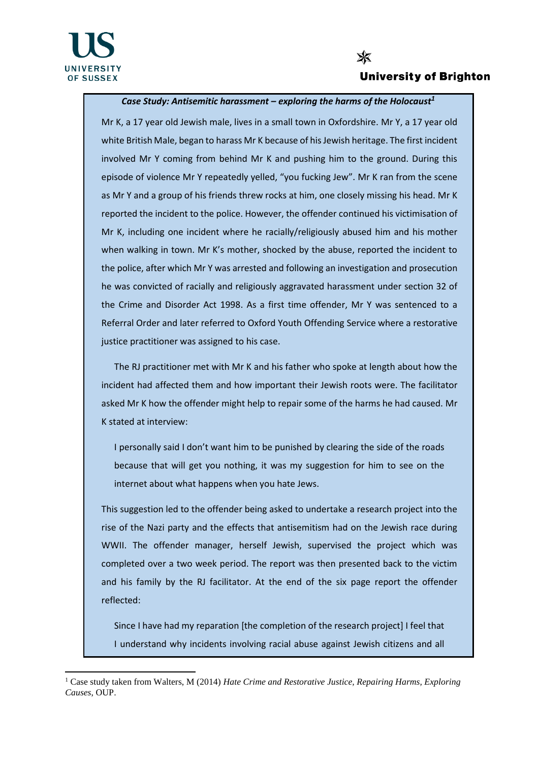***Case Study: Antisemitic harassment – exploring the harms of the Holocaust*[1]**

Mr K, a 17 year old Jewish male, lives in a small town in Oxfordshire. Mr Y, a 17 year old white British Male, began to harass Mr K because of his Jewish heritage. The first incident involved Mr Y coming from behind Mr K and pushing him to the ground. During this episode of violence Mr Y repeatedly yelled, "you fucking Jew". Mr K ran from the scene as Mr Y and a group of his friends threw rocks at him, one closely missing his head. Mr K reported the incident to the police. However, the offender continued his victimisation of Mr K, including one incident where he racially/religiously abused him and his mother when walking in town. Mr K's mother, shocked by the abuse, reported the incident to the police, after which Mr Y was arrested and following an investigation and prosecution he was convicted of racially and religiously aggravated harassment under section 32 of the Crime and Disorder Act 1998. As a first time offender, Mr Y was sentenced to a Referral Order and later referred to Oxford Youth Offending Service where a restorative justice practitioner was assigned to his case.

The RJ practitioner met with Mr K and his father who spoke at length about how the incident had affected them and how important their Jewish roots were. The facilitator asked Mr K how the offender might help to repair some of the harms he had caused. Mr K stated at interview:

> I personally said I don't want him to be punished by clearing the side of the roads because that will get you nothing, it was my suggestion for him to see on the internet about what happens when you hate Jews.

This suggestion led to the offender being asked to undertake a research project into the rise of the Nazi party and the effects that antisemitism had on the Jewish race during WWII. The offender manager, herself Jewish, supervised the project which was completed over a two week period. The report was then presented back to the victim and his family by the RJ facilitator. At the end of the six page report the offender reflected:

> Since I have had my reparation [the completion of the research project] I feel that I understand why incidents involving racial abuse against Jewish citizens and all

---

[1] Case study taken from Walters, M (2014) *Hate Crime and Restorative Justice, Repairing Harms, Exploring Causes*, OUP.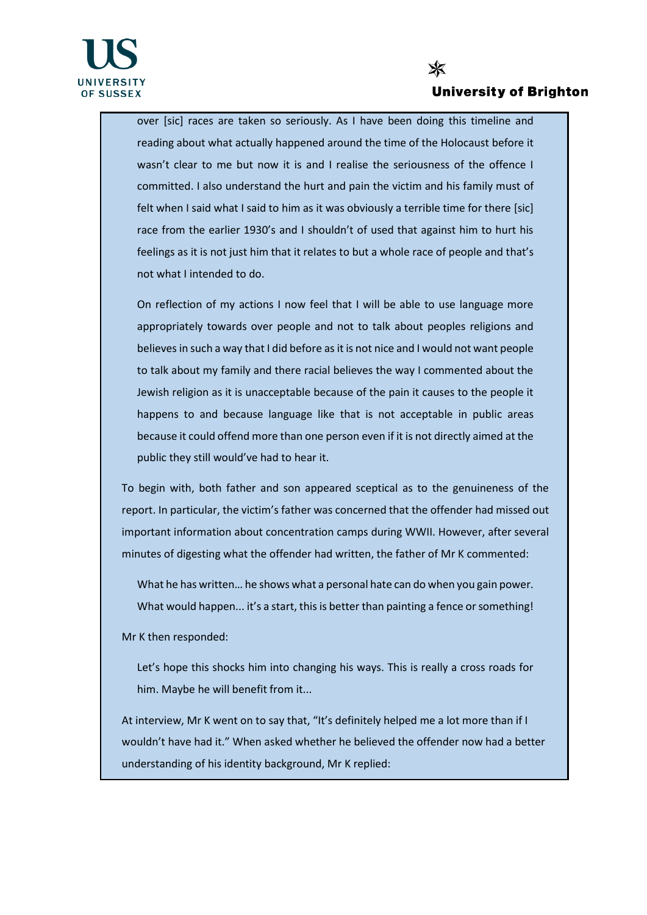> over [sic] races are taken so seriously. As I have been doing this timeline and reading about what actually happened around the time of the Holocaust before it wasn't clear to me but now it is and I realise the seriousness of the offence I committed. I also understand the hurt and pain the victim and his family must of felt when I said what I said to him as it was obviously a terrible time for there [sic] race from the earlier 1930's and I shouldn't of used that against him to hurt his feelings as it is not just him that it relates to but a whole race of people and that's not what I intended to do.
>
> On reflection of my actions I now feel that I will be able to use language more appropriately towards over people and not to talk about peoples religions and believes in such a way that I did before as it is not nice and I would not want people to talk about my family and there racial believes the way I commented about the Jewish religion as it is unacceptable because of the pain it causes to the people it happens to and because language like that is not acceptable in public areas because it could offend more than one person even if it is not directly aimed at the public they still would've had to hear it.

To begin with, both father and son appeared sceptical as to the genuineness of the report. In particular, the victim's father was concerned that the offender had missed out important information about concentration camps during WWII. However, after several minutes of digesting what the offender had written, the father of Mr K commented:

> What he has written… he shows what a personal hate can do when you gain power. What would happen... it's a start, this is better than painting a fence or something!

Mr K then responded:

> Let's hope this shocks him into changing his ways. This is really a cross roads for him. Maybe he will benefit from it...

At interview, Mr K went on to say that, "It's definitely helped me a lot more than if I wouldn't have had it." When asked whether he believed the offender now had a better understanding of his identity background, Mr K replied: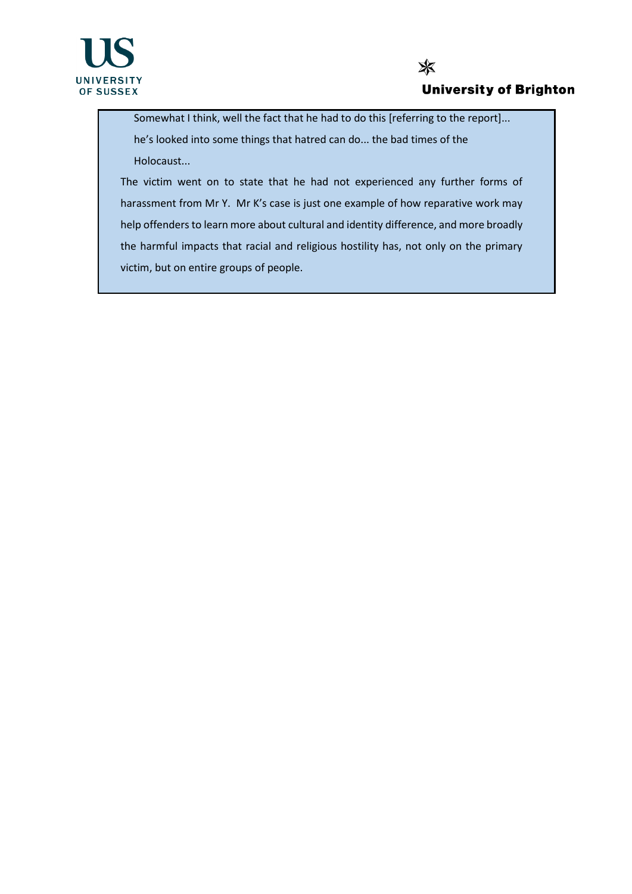> Somewhat I think, well the fact that he had to do this [referring to the report]... he's looked into some things that hatred can do... the bad times of the Holocaust...

The victim went on to state that he had not experienced any further forms of harassment from Mr Y. Mr K's case is just one example of how reparative work may help offenders to learn more about cultural and identity difference, and more broadly the harmful impacts that racial and religious hostility has, not only on the primary victim, but on entire groups of people.